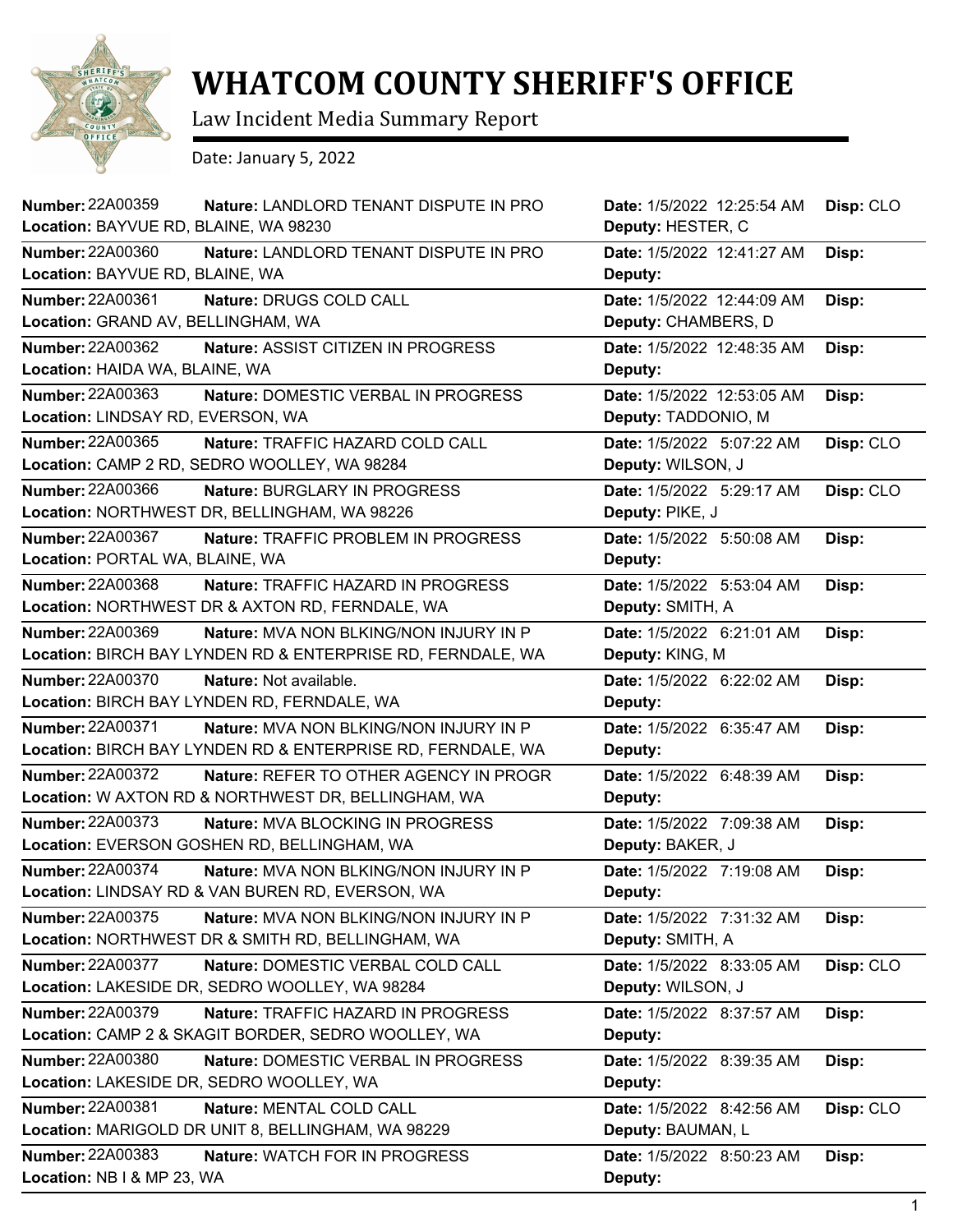# WHATCOM COUNTY SHERIFF'S OFFICE

Law Incident Media Summary Report

Date: January 5, 2022

| Number | Nature | Location | Date | Deputy | Disp |
|---|---|---|---|---|---|
| 22A00359 | LANDLORD TENANT DISPUTE IN PRO | BAYVUE RD, BLAINE, WA 98230 | 1/5/2022 12:25:54 AM | HESTER, C | CLO |
| 22A00360 | LANDLORD TENANT DISPUTE IN PRO | BAYVUE RD, BLAINE, WA | 1/5/2022 12:41:27 AM | | |
| 22A00361 | DRUGS COLD CALL | GRAND AV, BELLINGHAM, WA | 1/5/2022 12:44:09 AM | CHAMBERS, D | |
| 22A00362 | ASSIST CITIZEN IN PROGRESS | HAIDA WA, BLAINE, WA | 1/5/2022 12:48:35 AM | | |
| 22A00363 | DOMESTIC VERBAL IN PROGRESS | LINDSAY RD, EVERSON, WA | 1/5/2022 12:53:05 AM | TADDONIO, M | |
| 22A00365 | TRAFFIC HAZARD COLD CALL | CAMP 2 RD, SEDRO WOOLLEY, WA 98284 | 1/5/2022 5:07:22 AM | WILSON, J | CLO |
| 22A00366 | BURGLARY IN PROGRESS | NORTHWEST DR, BELLINGHAM, WA 98226 | 1/5/2022 5:29:17 AM | PIKE, J | CLO |
| 22A00367 | TRAFFIC PROBLEM IN PROGRESS | PORTAL WA, BLAINE, WA | 1/5/2022 5:50:08 AM | | |
| 22A00368 | TRAFFIC HAZARD IN PROGRESS | NORTHWEST DR & AXTON RD, FERNDALE, WA | 1/5/2022 5:53:04 AM | SMITH, A | |
| 22A00369 | MVA NON BLKING/NON INJURY IN P | BIRCH BAY LYNDEN RD & ENTERPRISE RD, FERNDALE, WA | 1/5/2022 6:21:01 AM | KING, M | |
| 22A00370 | Not available. | BIRCH BAY LYNDEN RD, FERNDALE, WA | 1/5/2022 6:22:02 AM | | |
| 22A00371 | MVA NON BLKING/NON INJURY IN P | BIRCH BAY LYNDEN RD & ENTERPRISE RD, FERNDALE, WA | 1/5/2022 6:35:47 AM | | |
| 22A00372 | REFER TO OTHER AGENCY IN PROGR | W AXTON RD & NORTHWEST DR, BELLINGHAM, WA | 1/5/2022 6:48:39 AM | | |
| 22A00373 | MVA BLOCKING IN PROGRESS | EVERSON GOSHEN RD, BELLINGHAM, WA | 1/5/2022 7:09:38 AM | BAKER, J | |
| 22A00374 | MVA NON BLKING/NON INJURY IN P | LINDSAY RD & VAN BUREN RD, EVERSON, WA | 1/5/2022 7:19:08 AM | | |
| 22A00375 | MVA NON BLKING/NON INJURY IN P | NORTHWEST DR & SMITH RD, BELLINGHAM, WA | 1/5/2022 7:31:32 AM | SMITH, A | |
| 22A00377 | DOMESTIC VERBAL COLD CALL | LAKESIDE DR, SEDRO WOOLLEY, WA 98284 | 1/5/2022 8:33:05 AM | WILSON, J | CLO |
| 22A00379 | TRAFFIC HAZARD IN PROGRESS | CAMP 2 & SKAGIT BORDER, SEDRO WOOLLEY, WA | 1/5/2022 8:37:57 AM | | |
| 22A00380 | DOMESTIC VERBAL IN PROGRESS | LAKESIDE DR, SEDRO WOOLLEY, WA | 1/5/2022 8:39:35 AM | | |
| 22A00381 | MENTAL COLD CALL | MARIGOLD DR UNIT 8, BELLINGHAM, WA 98229 | 1/5/2022 8:42:56 AM | BAUMAN, L | CLO |
| 22A00383 | WATCH FOR IN PROGRESS | NB I & MP 23, WA | 1/5/2022 8:50:23 AM | | |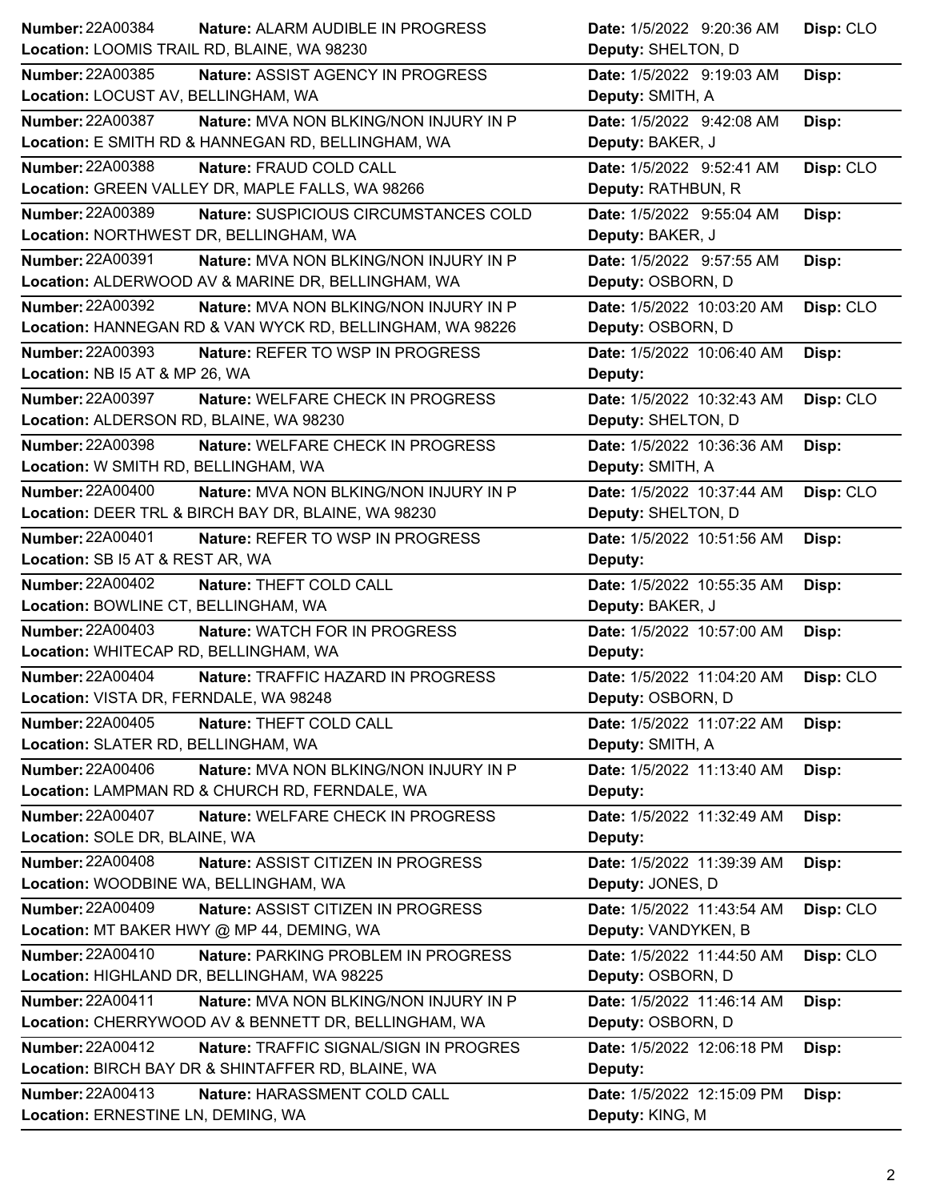| Number | Nature | Date | Disp | Location | Deputy |
|---|---|---|---|---|---|
| 22A00384 | ALARM AUDIBLE IN PROGRESS | 1/5/2022 9:20:36 AM | CLO | LOOMIS TRAIL RD, BLAINE, WA 98230 | SHELTON, D |
| 22A00385 | ASSIST AGENCY IN PROGRESS | 1/5/2022 9:19:03 AM | | LOCUST AV, BELLINGHAM, WA | SMITH, A |
| 22A00387 | MVA NON BLKING/NON INJURY IN P | 1/5/2022 9:42:08 AM | | E SMITH RD & HANNEGAN RD, BELLINGHAM, WA | BAKER, J |
| 22A00388 | FRAUD COLD CALL | 1/5/2022 9:52:41 AM | CLO | GREEN VALLEY DR, MAPLE FALLS, WA 98266 | RATHBUN, R |
| 22A00389 | SUSPICIOUS CIRCUMSTANCES COLD | 1/5/2022 9:55:04 AM | | NORTHWEST DR, BELLINGHAM, WA | BAKER, J |
| 22A00391 | MVA NON BLKING/NON INJURY IN P | 1/5/2022 9:57:55 AM | | ALDERWOOD AV & MARINE DR, BELLINGHAM, WA | OSBORN, D |
| 22A00392 | MVA NON BLKING/NON INJURY IN P | 1/5/2022 10:03:20 AM | CLO | HANNEGAN RD & VAN WYCK RD, BELLINGHAM, WA 98226 | OSBORN, D |
| 22A00393 | REFER TO WSP IN PROGRESS | 1/5/2022 10:06:40 AM | | NB I5 AT & MP 26, WA | |
| 22A00397 | WELFARE CHECK IN PROGRESS | 1/5/2022 10:32:43 AM | CLO | ALDERSON RD, BLAINE, WA 98230 | SHELTON, D |
| 22A00398 | WELFARE CHECK IN PROGRESS | 1/5/2022 10:36:36 AM | | W SMITH RD, BELLINGHAM, WA | SMITH, A |
| 22A00400 | MVA NON BLKING/NON INJURY IN P | 1/5/2022 10:37:44 AM | CLO | DEER TRL & BIRCH BAY DR, BLAINE, WA 98230 | SHELTON, D |
| 22A00401 | REFER TO WSP IN PROGRESS | 1/5/2022 10:51:56 AM | | SB I5 AT & REST AR, WA | |
| 22A00402 | THEFT COLD CALL | 1/5/2022 10:55:35 AM | | BOWLINE CT, BELLINGHAM, WA | BAKER, J |
| 22A00403 | WATCH FOR IN PROGRESS | 1/5/2022 10:57:00 AM | | WHITECAP RD, BELLINGHAM, WA | |
| 22A00404 | TRAFFIC HAZARD IN PROGRESS | 1/5/2022 11:04:20 AM | CLO | VISTA DR, FERNDALE, WA 98248 | OSBORN, D |
| 22A00405 | THEFT COLD CALL | 1/5/2022 11:07:22 AM | | SLATER RD, BELLINGHAM, WA | SMITH, A |
| 22A00406 | MVA NON BLKING/NON INJURY IN P | 1/5/2022 11:13:40 AM | | LAMPMAN RD & CHURCH RD, FERNDALE, WA | |
| 22A00407 | WELFARE CHECK IN PROGRESS | 1/5/2022 11:32:49 AM | | SOLE DR, BLAINE, WA | |
| 22A00408 | ASSIST CITIZEN IN PROGRESS | 1/5/2022 11:39:39 AM | | WOODBINE WA, BELLINGHAM, WA | JONES, D |
| 22A00409 | ASSIST CITIZEN IN PROGRESS | 1/5/2022 11:43:54 AM | CLO | MT BAKER HWY @ MP 44, DEMING, WA | VANDYKEN, B |
| 22A00410 | PARKING PROBLEM IN PROGRESS | 1/5/2022 11:44:50 AM | CLO | HIGHLAND DR, BELLINGHAM, WA 98225 | OSBORN, D |
| 22A00411 | MVA NON BLKING/NON INJURY IN P | 1/5/2022 11:46:14 AM | | CHERRYWOOD AV & BENNETT DR, BELLINGHAM, WA | OSBORN, D |
| 22A00412 | TRAFFIC SIGNAL/SIGN IN PROGRES | 1/5/2022 12:06:18 PM | | BIRCH BAY DR & SHINTAFFER RD, BLAINE, WA | |
| 22A00413 | HARASSMENT COLD CALL | 1/5/2022 12:15:09 PM | | ERNESTINE LN, DEMING, WA | KING, M |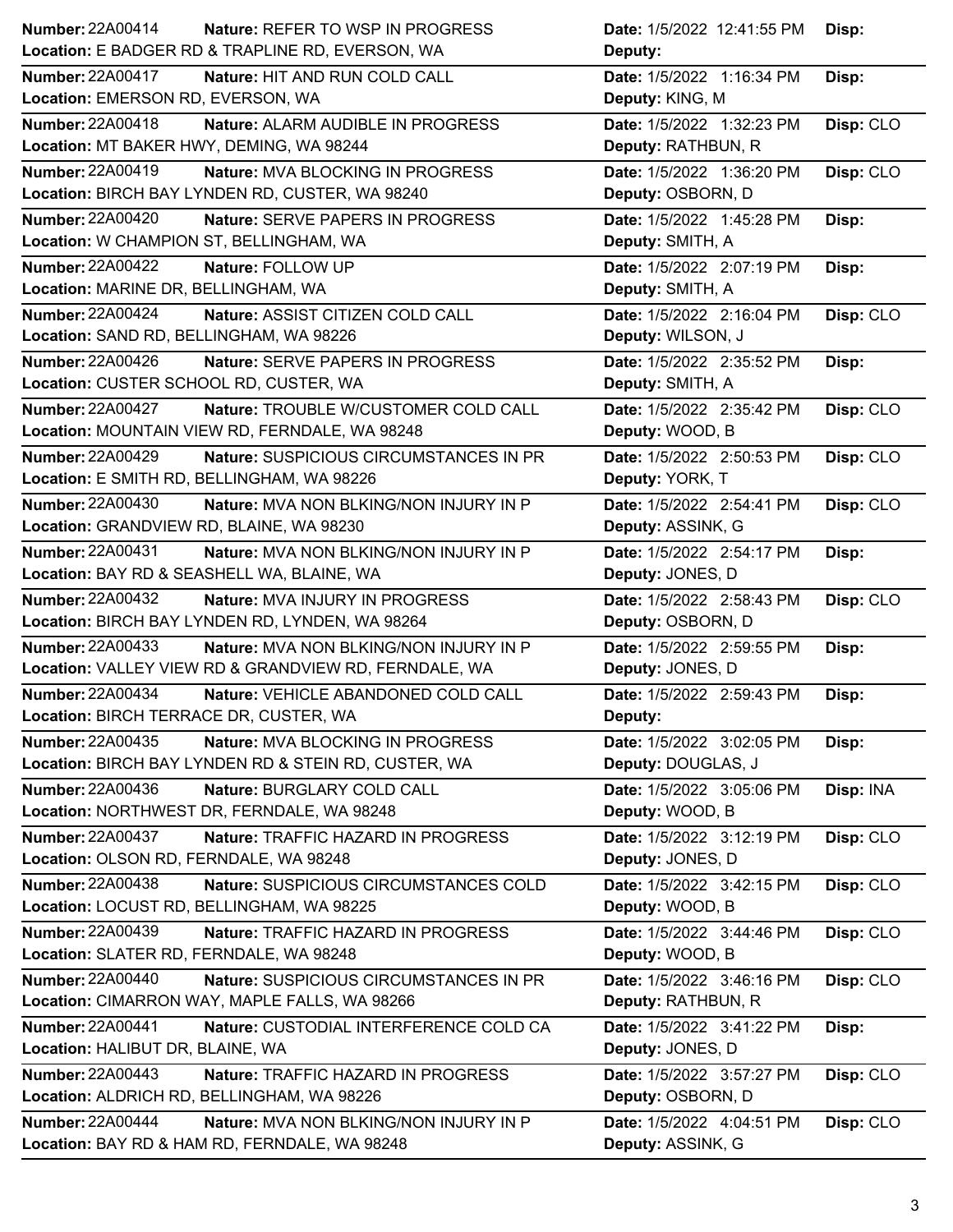**Number:** 22A00414 **Nature:** REFER TO WSP IN PROGRESS **Date:** 1/5/2022 12:41:55 PM **Disp:**
**Location:** E BADGER RD & TRAPLINE RD, EVERSON, WA **Deputy:**

**Number:** 22A00417 **Nature:** HIT AND RUN COLD CALL **Date:** 1/5/2022 1:16:34 PM **Disp:**
**Location:** EMERSON RD, EVERSON, WA **Deputy:** KING, M

**Number:** 22A00418 **Nature:** ALARM AUDIBLE IN PROGRESS **Date:** 1/5/2022 1:32:23 PM **Disp:** CLO
**Location:** MT BAKER HWY, DEMING, WA 98244 **Deputy:** RATHBUN, R

**Number:** 22A00419 **Nature:** MVA BLOCKING IN PROGRESS **Date:** 1/5/2022 1:36:20 PM **Disp:** CLO
**Location:** BIRCH BAY LYNDEN RD, CUSTER, WA 98240 **Deputy:** OSBORN, D

**Number:** 22A00420 **Nature:** SERVE PAPERS IN PROGRESS **Date:** 1/5/2022 1:45:28 PM **Disp:**
**Location:** W CHAMPION ST, BELLINGHAM, WA **Deputy:** SMITH, A

**Number:** 22A00422 **Nature:** FOLLOW UP **Date:** 1/5/2022 2:07:19 PM **Disp:**
**Location:** MARINE DR, BELLINGHAM, WA **Deputy:** SMITH, A

**Number:** 22A00424 **Nature:** ASSIST CITIZEN COLD CALL **Date:** 1/5/2022 2:16:04 PM **Disp:** CLO
**Location:** SAND RD, BELLINGHAM, WA 98226 **Deputy:** WILSON, J

**Number:** 22A00426 **Nature:** SERVE PAPERS IN PROGRESS **Date:** 1/5/2022 2:35:52 PM **Disp:**
**Location:** CUSTER SCHOOL RD, CUSTER, WA **Deputy:** SMITH, A

**Number:** 22A00427 **Nature:** TROUBLE W/CUSTOMER COLD CALL **Date:** 1/5/2022 2:35:42 PM **Disp:** CLO
**Location:** MOUNTAIN VIEW RD, FERNDALE, WA 98248 **Deputy:** WOOD, B

**Number:** 22A00429 **Nature:** SUSPICIOUS CIRCUMSTANCES IN PR **Date:** 1/5/2022 2:50:53 PM **Disp:** CLO
**Location:** E SMITH RD, BELLINGHAM, WA 98226 **Deputy:** YORK, T

**Number:** 22A00430 **Nature:** MVA NON BLKING/NON INJURY IN P **Date:** 1/5/2022 2:54:41 PM **Disp:** CLO
**Location:** GRANDVIEW RD, BLAINE, WA 98230 **Deputy:** ASSINK, G

**Number:** 22A00431 **Nature:** MVA NON BLKING/NON INJURY IN P **Date:** 1/5/2022 2:54:17 PM **Disp:**
**Location:** BAY RD & SEASHELL WA, BLAINE, WA **Deputy:** JONES, D

**Number:** 22A00432 **Nature:** MVA INJURY IN PROGRESS **Date:** 1/5/2022 2:58:43 PM **Disp:** CLO
**Location:** BIRCH BAY LYNDEN RD, LYNDEN, WA 98264 **Deputy:** OSBORN, D

**Number:** 22A00433 **Nature:** MVA NON BLKING/NON INJURY IN P **Date:** 1/5/2022 2:59:55 PM **Disp:**
**Location:** VALLEY VIEW RD & GRANDVIEW RD, FERNDALE, WA **Deputy:** JONES, D

**Number:** 22A00434 **Nature:** VEHICLE ABANDONED COLD CALL **Date:** 1/5/2022 2:59:43 PM **Disp:**
**Location:** BIRCH TERRACE DR, CUSTER, WA **Deputy:**

**Number:** 22A00435 **Nature:** MVA BLOCKING IN PROGRESS **Date:** 1/5/2022 3:02:05 PM **Disp:**
**Location:** BIRCH BAY LYNDEN RD & STEIN RD, CUSTER, WA **Deputy:** DOUGLAS, J

**Number:** 22A00436 **Nature:** BURGLARY COLD CALL **Date:** 1/5/2022 3:05:06 PM **Disp:** INA
**Location:** NORTHWEST DR, FERNDALE, WA 98248 **Deputy:** WOOD, B

**Number:** 22A00437 **Nature:** TRAFFIC HAZARD IN PROGRESS **Date:** 1/5/2022 3:12:19 PM **Disp:** CLO
**Location:** OLSON RD, FERNDALE, WA 98248 **Deputy:** JONES, D

**Number:** 22A00438 **Nature:** SUSPICIOUS CIRCUMSTANCES COLD **Date:** 1/5/2022 3:42:15 PM **Disp:** CLO
**Location:** LOCUST RD, BELLINGHAM, WA 98225 **Deputy:** WOOD, B

**Number:** 22A00439 **Nature:** TRAFFIC HAZARD IN PROGRESS **Date:** 1/5/2022 3:44:46 PM **Disp:** CLO
**Location:** SLATER RD, FERNDALE, WA 98248 **Deputy:** WOOD, B

**Number:** 22A00440 **Nature:** SUSPICIOUS CIRCUMSTANCES IN PR **Date:** 1/5/2022 3:46:16 PM **Disp:** CLO
**Location:** CIMARRON WAY, MAPLE FALLS, WA 98266 **Deputy:** RATHBUN, R

**Number:** 22A00441 **Nature:** CUSTODIAL INTERFERENCE COLD CA **Date:** 1/5/2022 3:41:22 PM **Disp:**
**Location:** HALIBUT DR, BLAINE, WA **Deputy:** JONES, D

**Number:** 22A00443 **Nature:** TRAFFIC HAZARD IN PROGRESS **Date:** 1/5/2022 3:57:27 PM **Disp:** CLO
**Location:** ALDRICH RD, BELLINGHAM, WA 98226 **Deputy:** OSBORN, D

**Number:** 22A00444 **Nature:** MVA NON BLKING/NON INJURY IN P **Date:** 1/5/2022 4:04:51 PM **Disp:** CLO
**Location:** BAY RD & HAM RD, FERNDALE, WA 98248 **Deputy:** ASSINK, G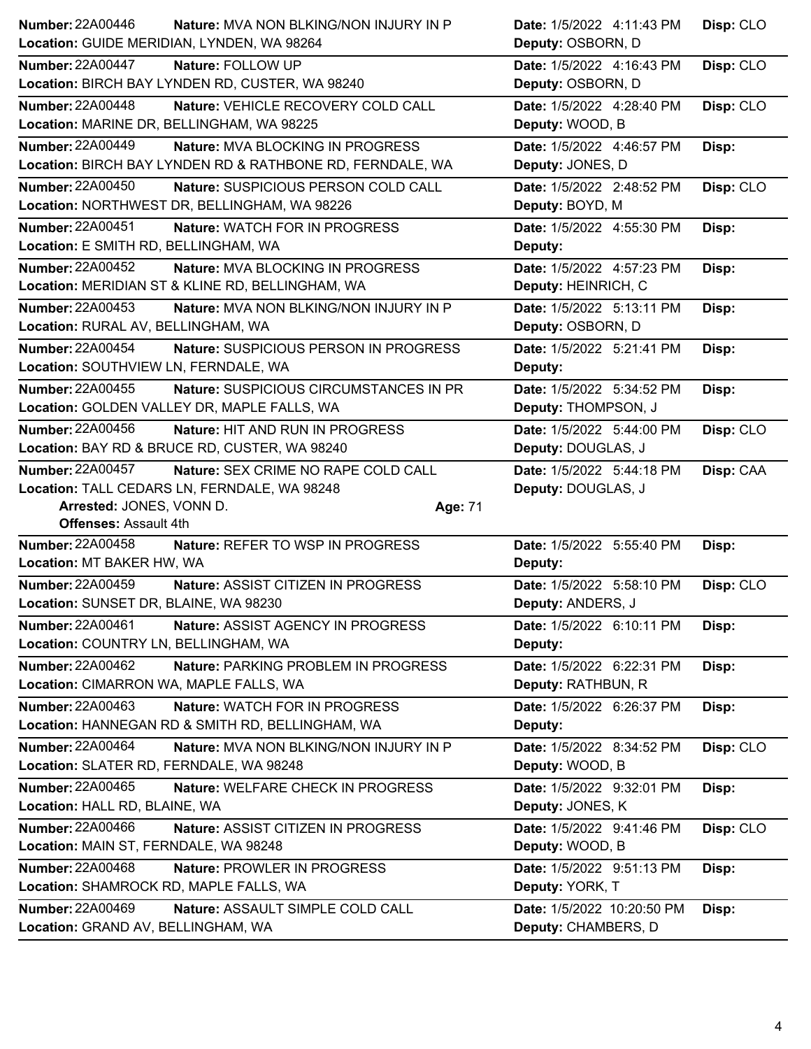**Number:** 22A00446 **Nature:** MVA NON BLKING/NON INJURY IN P **Date:** 1/5/2022 4:11:43 PM **Disp:** CLO
**Location:** GUIDE MERIDIAN, LYNDEN, WA 98264 **Deputy:** OSBORN, D

---

**Number:** 22A00447 **Nature:** FOLLOW UP **Date:** 1/5/2022 4:16:43 PM **Disp:** CLO
**Location:** BIRCH BAY LYNDEN RD, CUSTER, WA 98240 **Deputy:** OSBORN, D

---

**Number:** 22A00448 **Nature:** VEHICLE RECOVERY COLD CALL **Date:** 1/5/2022 4:28:40 PM **Disp:** CLO
**Location:** MARINE DR, BELLINGHAM, WA 98225 **Deputy:** WOOD, B

---

**Number:** 22A00449 **Nature:** MVA BLOCKING IN PROGRESS **Date:** 1/5/2022 4:46:57 PM **Disp:**
**Location:** BIRCH BAY LYNDEN RD & RATHBONE RD, FERNDALE, WA **Deputy:** JONES, D

---

**Number:** 22A00450 **Nature:** SUSPICIOUS PERSON COLD CALL **Date:** 1/5/2022 2:48:52 PM **Disp:** CLO
**Location:** NORTHWEST DR, BELLINGHAM, WA 98226 **Deputy:** BOYD, M

---

**Number:** 22A00451 **Nature:** WATCH FOR IN PROGRESS **Date:** 1/5/2022 4:55:30 PM **Disp:**
**Location:** E SMITH RD, BELLINGHAM, WA **Deputy:**

---

**Number:** 22A00452 **Nature:** MVA BLOCKING IN PROGRESS **Date:** 1/5/2022 4:57:23 PM **Disp:**
**Location:** MERIDIAN ST & KLINE RD, BELLINGHAM, WA **Deputy:** HEINRICH, C

---

**Number:** 22A00453 **Nature:** MVA NON BLKING/NON INJURY IN P **Date:** 1/5/2022 5:13:11 PM **Disp:**
**Location:** RURAL AV, BELLINGHAM, WA **Deputy:** OSBORN, D

---

**Number:** 22A00454 **Nature:** SUSPICIOUS PERSON IN PROGRESS **Date:** 1/5/2022 5:21:41 PM **Disp:**
**Location:** SOUTHVIEW LN, FERNDALE, WA **Deputy:**

---

**Number:** 22A00455 **Nature:** SUSPICIOUS CIRCUMSTANCES IN PR **Date:** 1/5/2022 5:34:52 PM **Disp:**
**Location:** GOLDEN VALLEY DR, MAPLE FALLS, WA **Deputy:** THOMPSON, J

---

**Number:** 22A00456 **Nature:** HIT AND RUN IN PROGRESS **Date:** 1/5/2022 5:44:00 PM **Disp:** CLO
**Location:** BAY RD & BRUCE RD, CUSTER, WA 98240 **Deputy:** DOUGLAS, J

---

**Number:** 22A00457 **Nature:** SEX CRIME NO RAPE COLD CALL **Date:** 1/5/2022 5:44:18 PM **Disp:** CAA
**Location:** TALL CEDARS LN, FERNDALE, WA 98248 **Deputy:** DOUGLAS, J
**Arrested:** JONES, VONN D. **Age:** 71
**Offenses:** Assault 4th

---

**Number:** 22A00458 **Nature:** REFER TO WSP IN PROGRESS **Date:** 1/5/2022 5:55:40 PM **Disp:**
**Location:** MT BAKER HW, WA **Deputy:**

---

**Number:** 22A00459 **Nature:** ASSIST CITIZEN IN PROGRESS **Date:** 1/5/2022 5:58:10 PM **Disp:** CLO
**Location:** SUNSET DR, BLAINE, WA 98230 **Deputy:** ANDERS, J

---

**Number:** 22A00461 **Nature:** ASSIST AGENCY IN PROGRESS **Date:** 1/5/2022 6:10:11 PM **Disp:**
**Location:** COUNTRY LN, BELLINGHAM, WA **Deputy:**

---

**Number:** 22A00462 **Nature:** PARKING PROBLEM IN PROGRESS **Date:** 1/5/2022 6:22:31 PM **Disp:**
**Location:** CIMARRON WA, MAPLE FALLS, WA **Deputy:** RATHBUN, R

---

**Number:** 22A00463 **Nature:** WATCH FOR IN PROGRESS **Date:** 1/5/2022 6:26:37 PM **Disp:**
**Location:** HANNEGAN RD & SMITH RD, BELLINGHAM, WA **Deputy:**

---

**Number:** 22A00464 **Nature:** MVA NON BLKING/NON INJURY IN P **Date:** 1/5/2022 8:34:52 PM **Disp:** CLO
**Location:** SLATER RD, FERNDALE, WA 98248 **Deputy:** WOOD, B

---

**Number:** 22A00465 **Nature:** WELFARE CHECK IN PROGRESS **Date:** 1/5/2022 9:32:01 PM **Disp:**
**Location:** HALL RD, BLAINE, WA **Deputy:** JONES, K

---

**Number:** 22A00466 **Nature:** ASSIST CITIZEN IN PROGRESS **Date:** 1/5/2022 9:41:46 PM **Disp:** CLO
**Location:** MAIN ST, FERNDALE, WA 98248 **Deputy:** WOOD, B

---

**Number:** 22A00468 **Nature:** PROWLER IN PROGRESS **Date:** 1/5/2022 9:51:13 PM **Disp:**
**Location:** SHAMROCK RD, MAPLE FALLS, WA **Deputy:** YORK, T

---

**Number:** 22A00469 **Nature:** ASSAULT SIMPLE COLD CALL **Date:** 1/5/2022 10:20:50 PM **Disp:**
**Location:** GRAND AV, BELLINGHAM, WA **Deputy:** CHAMBERS, D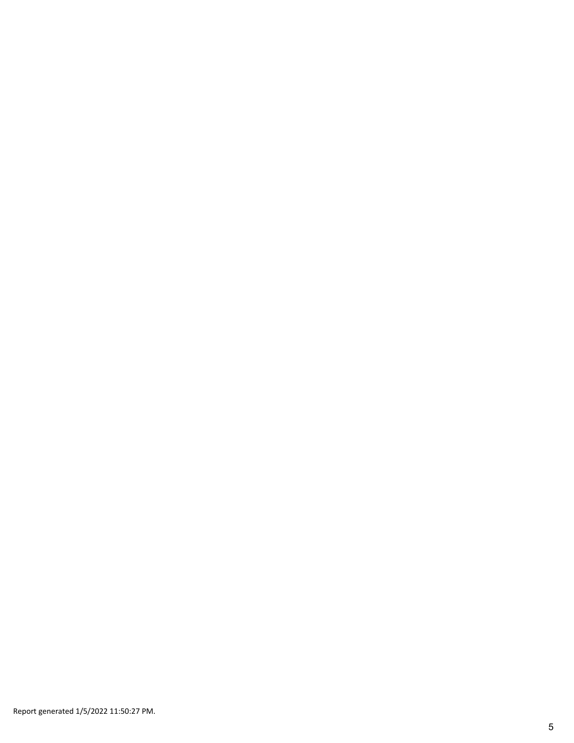Report generated 1/5/2022 11:50:27 PM.